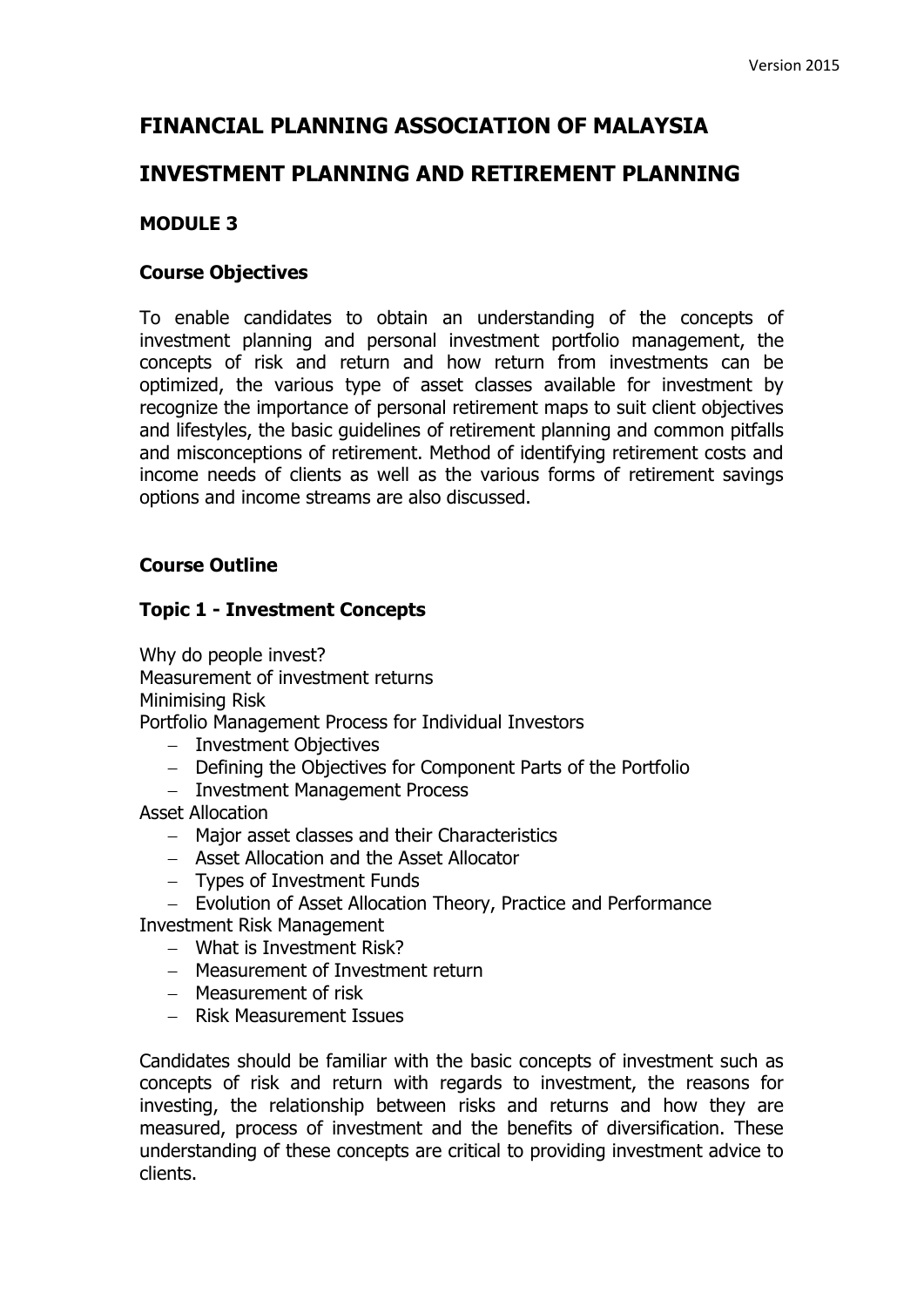# FINANCIAL PLANNING ASSOCIATION OF MALAYSIA

# INVESTMENT PLANNING AND RETIREMENT PLANNING

## MODULE 3

### Course Objectives

To enable candidates to obtain an understanding of the concepts of investment planning and personal investment portfolio management, the concepts of risk and return and how return from investments can be optimized, the various type of asset classes available for investment by recognize the importance of personal retirement maps to suit client objectives and lifestyles, the basic guidelines of retirement planning and common pitfalls and misconceptions of retirement. Method of identifying retirement costs and income needs of clients as well as the various forms of retirement savings options and income streams are also discussed.

### Course Outline

### Topic 1 - Investment Concepts

Why do people invest?
Measurement of investment returns
Minimising Risk
Portfolio Management Process for Individual Investors

- Investment Objectives
- Defining the Objectives for Component Parts of the Portfolio
- Investment Management Process

Asset Allocation

- Major asset classes and their Characteristics
- Asset Allocation and the Asset Allocator
- Types of Investment Funds
- Evolution of Asset Allocation Theory, Practice and Performance

Investment Risk Management

- What is Investment Risk?
- Measurement of Investment return
- Measurement of risk
- Risk Measurement Issues

Candidates should be familiar with the basic concepts of investment such as concepts of risk and return with regards to investment, the reasons for investing, the relationship between risks and returns and how they are measured, process of investment and the benefits of diversification. These understanding of these concepts are critical to providing investment advice to clients.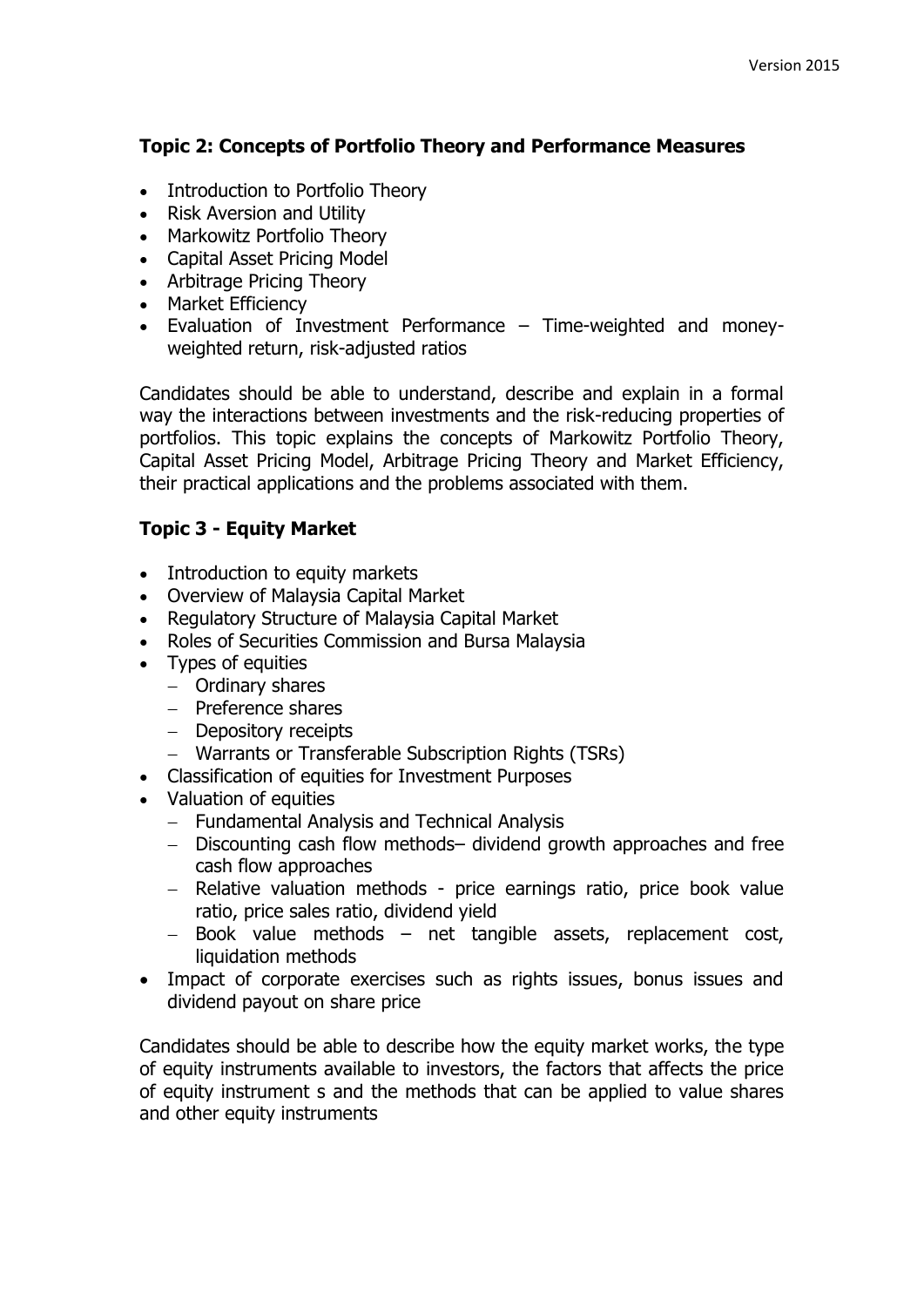### Topic 2: Concepts of Portfolio Theory and Performance Measures

- Introduction to Portfolio Theory
- Risk Aversion and Utility
- Markowitz Portfolio Theory
- Capital Asset Pricing Model
- Arbitrage Pricing Theory
- Market Efficiency
- Evaluation of Investment Performance – Time-weighted and money-weighted return, risk-adjusted ratios

Candidates should be able to understand, describe and explain in a formal way the interactions between investments and the risk-reducing properties of portfolios. This topic explains the concepts of Markowitz Portfolio Theory, Capital Asset Pricing Model, Arbitrage Pricing Theory and Market Efficiency, their practical applications and the problems associated with them.

### Topic 3 - Equity Market

- Introduction to equity markets
- Overview of Malaysia Capital Market
- Regulatory Structure of Malaysia Capital Market
- Roles of Securities Commission and Bursa Malaysia
- Types of equities
  - Ordinary shares
  - Preference shares
  - Depository receipts
  - Warrants or Transferable Subscription Rights (TSRs)
- Classification of equities for Investment Purposes
- Valuation of equities
  - Fundamental Analysis and Technical Analysis
  - Discounting cash flow methods– dividend growth approaches and free cash flow approaches
  - Relative valuation methods - price earnings ratio, price book value ratio, price sales ratio, dividend yield
  - Book value methods – net tangible assets, replacement cost, liquidation methods
- Impact of corporate exercises such as rights issues, bonus issues and dividend payout on share price

Candidates should be able to describe how the equity market works, the type of equity instruments available to investors, the factors that affects the price of equity instrument s and the methods that can be applied to value shares and other equity instruments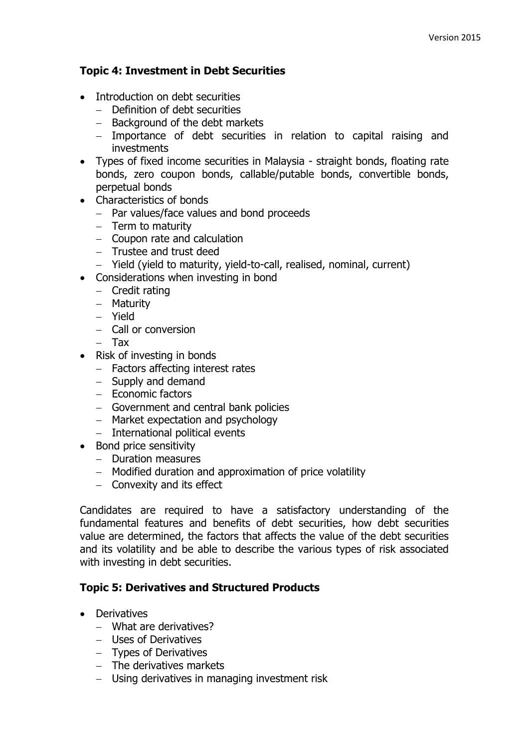**Topic 4: Investment in Debt Securities**

- Introduction on debt securities
  - Definition of debt securities
  - Background of the debt markets
  - Importance of debt securities in relation to capital raising and investments
- Types of fixed income securities in Malaysia - straight bonds, floating rate bonds, zero coupon bonds, callable/putable bonds, convertible bonds, perpetual bonds
- Characteristics of bonds
  - Par values/face values and bond proceeds
  - Term to maturity
  - Coupon rate and calculation
  - Trustee and trust deed
  - Yield (yield to maturity, yield-to-call, realised, nominal, current)
- Considerations when investing in bond
  - Credit rating
  - Maturity
  - Yield
  - Call or conversion
  - Tax
- Risk of investing in bonds
  - Factors affecting interest rates
  - Supply and demand
  - Economic factors
  - Government and central bank policies
  - Market expectation and psychology
  - International political events
- Bond price sensitivity
  - Duration measures
  - Modified duration and approximation of price volatility
  - Convexity and its effect

Candidates are required to have a satisfactory understanding of the fundamental features and benefits of debt securities, how debt securities value are determined, the factors that affects the value of the debt securities and its volatility and be able to describe the various types of risk associated with investing in debt securities.

**Topic 5: Derivatives and Structured Products**

- Derivatives
  - What are derivatives?
  - Uses of Derivatives
  - Types of Derivatives
  - The derivatives markets
  - Using derivatives in managing investment risk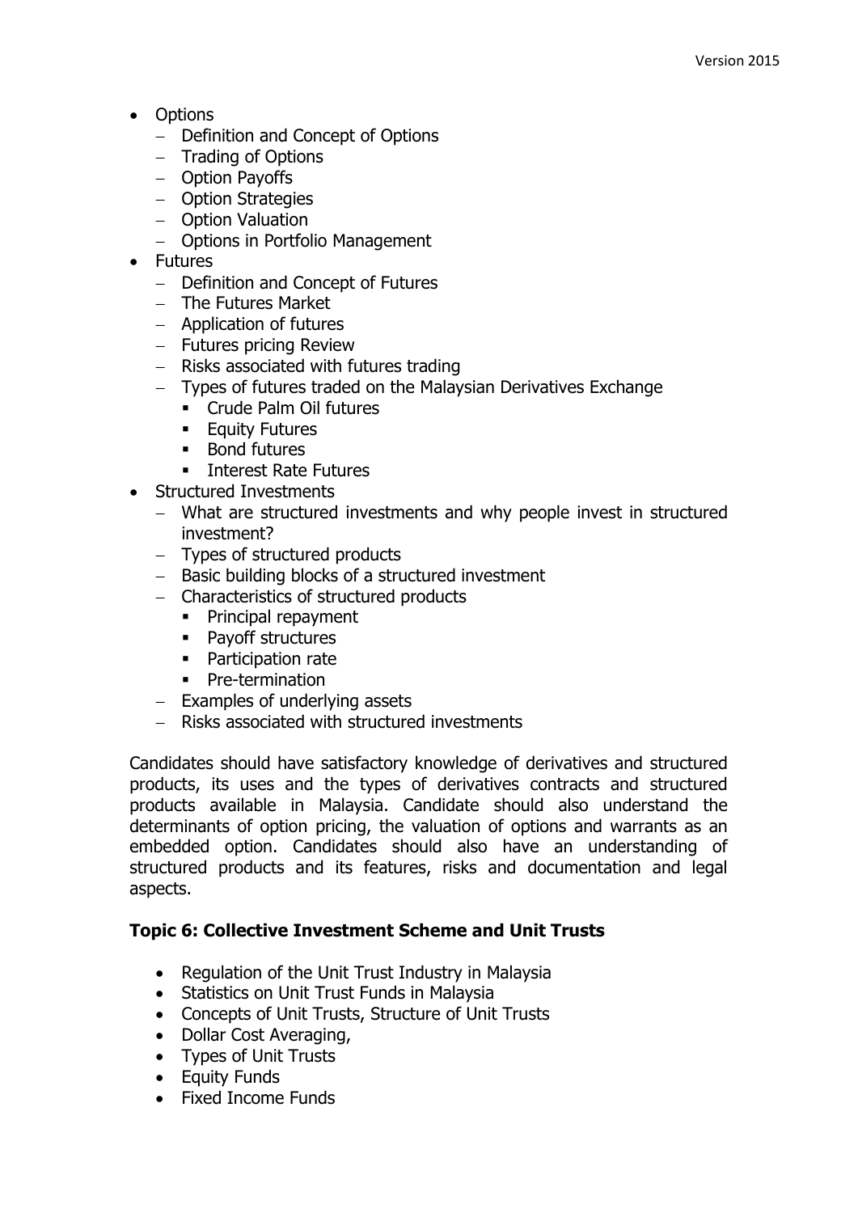- Options
  - Definition and Concept of Options
  - Trading of Options
  - Option Payoffs
  - Option Strategies
  - Option Valuation
  - Options in Portfolio Management
- Futures
  - Definition and Concept of Futures
  - The Futures Market
  - Application of futures
  - Futures pricing Review
  - Risks associated with futures trading
  - Types of futures traded on the Malaysian Derivatives Exchange
    - Crude Palm Oil futures
    - Equity Futures
    - Bond futures
    - Interest Rate Futures
- Structured Investments
  - What are structured investments and why people invest in structured investment?
  - Types of structured products
  - Basic building blocks of a structured investment
  - Characteristics of structured products
    - Principal repayment
    - Payoff structures
    - Participation rate
    - Pre-termination
  - Examples of underlying assets
  - Risks associated with structured investments

Candidates should have satisfactory knowledge of derivatives and structured products, its uses and the types of derivatives contracts and structured products available in Malaysia. Candidate should also understand the determinants of option pricing, the valuation of options and warrants as an embedded option. Candidates should also have an understanding of structured products and its features, risks and documentation and legal aspects.

**Topic 6: Collective Investment Scheme and Unit Trusts**

- Regulation of the Unit Trust Industry in Malaysia
- Statistics on Unit Trust Funds in Malaysia
- Concepts of Unit Trusts, Structure of Unit Trusts
- Dollar Cost Averaging,
- Types of Unit Trusts
- Equity Funds
- Fixed Income Funds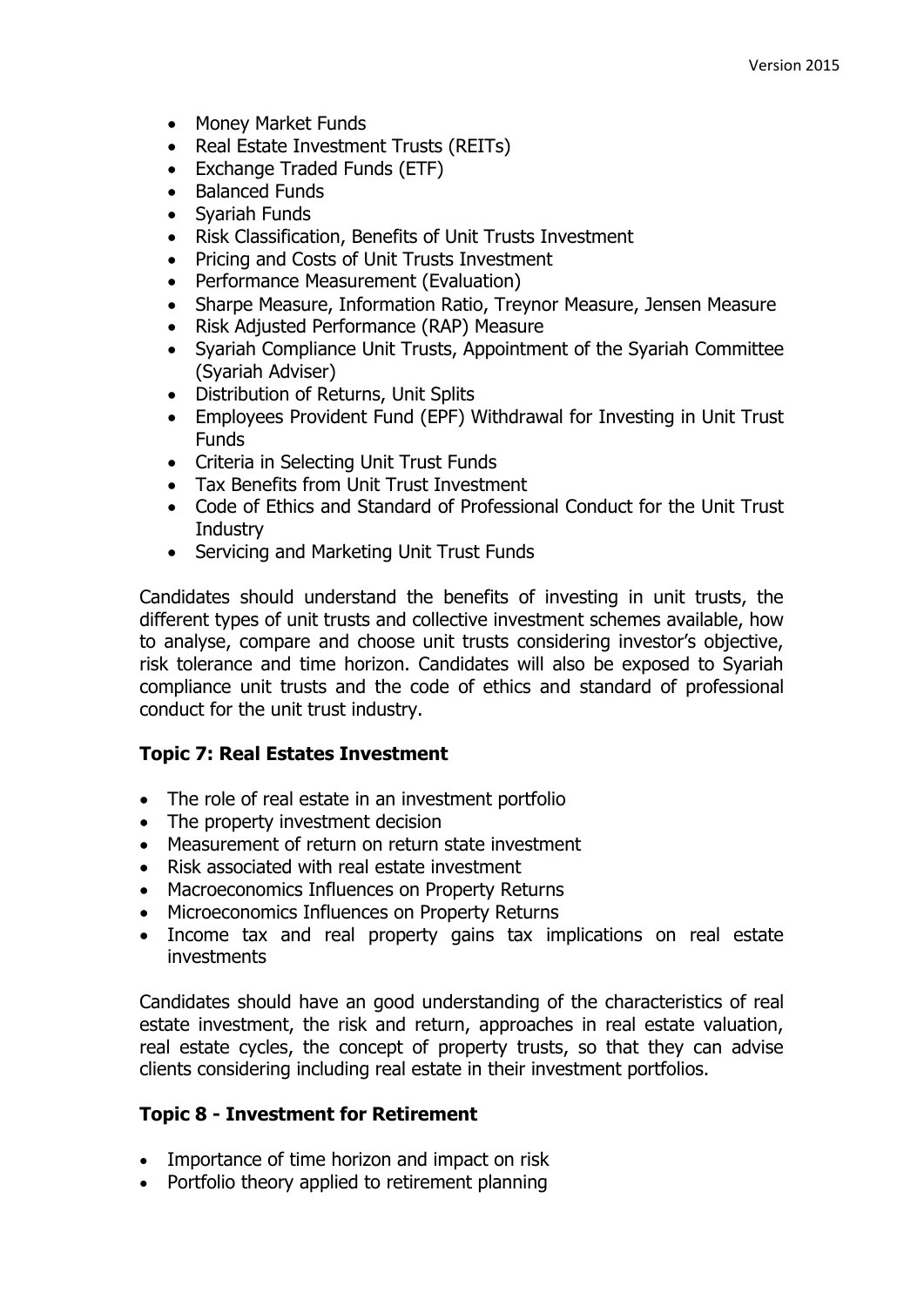- Money Market Funds
- Real Estate Investment Trusts (REITs)
- Exchange Traded Funds (ETF)
- Balanced Funds
- Syariah Funds
- Risk Classification, Benefits of Unit Trusts Investment
- Pricing and Costs of Unit Trusts Investment
- Performance Measurement (Evaluation)
- Sharpe Measure, Information Ratio, Treynor Measure, Jensen Measure
- Risk Adjusted Performance (RAP) Measure
- Syariah Compliance Unit Trusts, Appointment of the Syariah Committee (Syariah Adviser)
- Distribution of Returns, Unit Splits
- Employees Provident Fund (EPF) Withdrawal for Investing in Unit Trust Funds
- Criteria in Selecting Unit Trust Funds
- Tax Benefits from Unit Trust Investment
- Code of Ethics and Standard of Professional Conduct for the Unit Trust Industry
- Servicing and Marketing Unit Trust Funds

Candidates should understand the benefits of investing in unit trusts, the different types of unit trusts and collective investment schemes available, how to analyse, compare and choose unit trusts considering investor's objective, risk tolerance and time horizon. Candidates will also be exposed to Syariah compliance unit trusts and the code of ethics and standard of professional conduct for the unit trust industry.

### Topic 7: Real Estates Investment

- The role of real estate in an investment portfolio
- The property investment decision
- Measurement of return on return state investment
- Risk associated with real estate investment
- Macroeconomics Influences on Property Returns
- Microeconomics Influences on Property Returns
- Income tax and real property gains tax implications on real estate investments

Candidates should have an good understanding of the characteristics of real estate investment, the risk and return, approaches in real estate valuation, real estate cycles, the concept of property trusts, so that they can advise clients considering including real estate in their investment portfolios.

### Topic 8 - Investment for Retirement

- Importance of time horizon and impact on risk
- Portfolio theory applied to retirement planning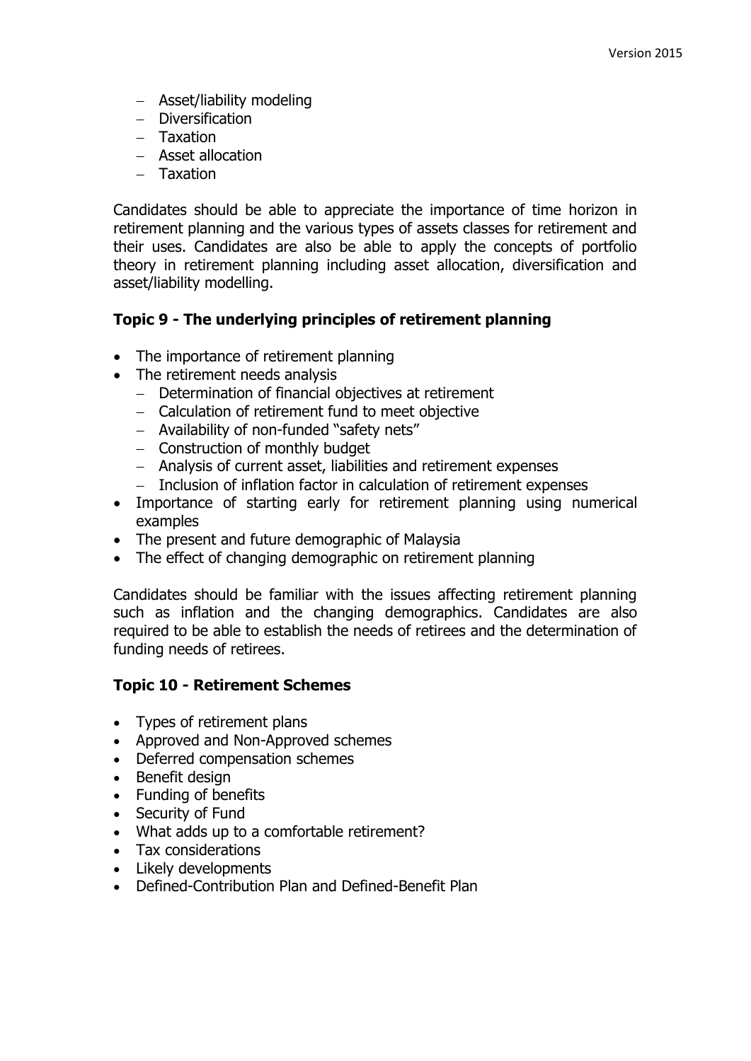- Asset/liability modeling
- Diversification
- Taxation
- Asset allocation
- Taxation

Candidates should be able to appreciate the importance of time horizon in retirement planning and the various types of assets classes for retirement and their uses. Candidates are also be able to apply the concepts of portfolio theory in retirement planning including asset allocation, diversification and asset/liability modelling.

### Topic 9 - The underlying principles of retirement planning

- The importance of retirement planning
- The retirement needs analysis
  - Determination of financial objectives at retirement
  - Calculation of retirement fund to meet objective
  - Availability of non-funded "safety nets"
  - Construction of monthly budget
  - Analysis of current asset, liabilities and retirement expenses
  - Inclusion of inflation factor in calculation of retirement expenses
- Importance of starting early for retirement planning using numerical examples
- The present and future demographic of Malaysia
- The effect of changing demographic on retirement planning

Candidates should be familiar with the issues affecting retirement planning such as inflation and the changing demographics. Candidates are also required to be able to establish the needs of retirees and the determination of funding needs of retirees.

### Topic 10 - Retirement Schemes

- Types of retirement plans
- Approved and Non-Approved schemes
- Deferred compensation schemes
- Benefit design
- Funding of benefits
- Security of Fund
- What adds up to a comfortable retirement?
- Tax considerations
- Likely developments
- Defined-Contribution Plan and Defined-Benefit Plan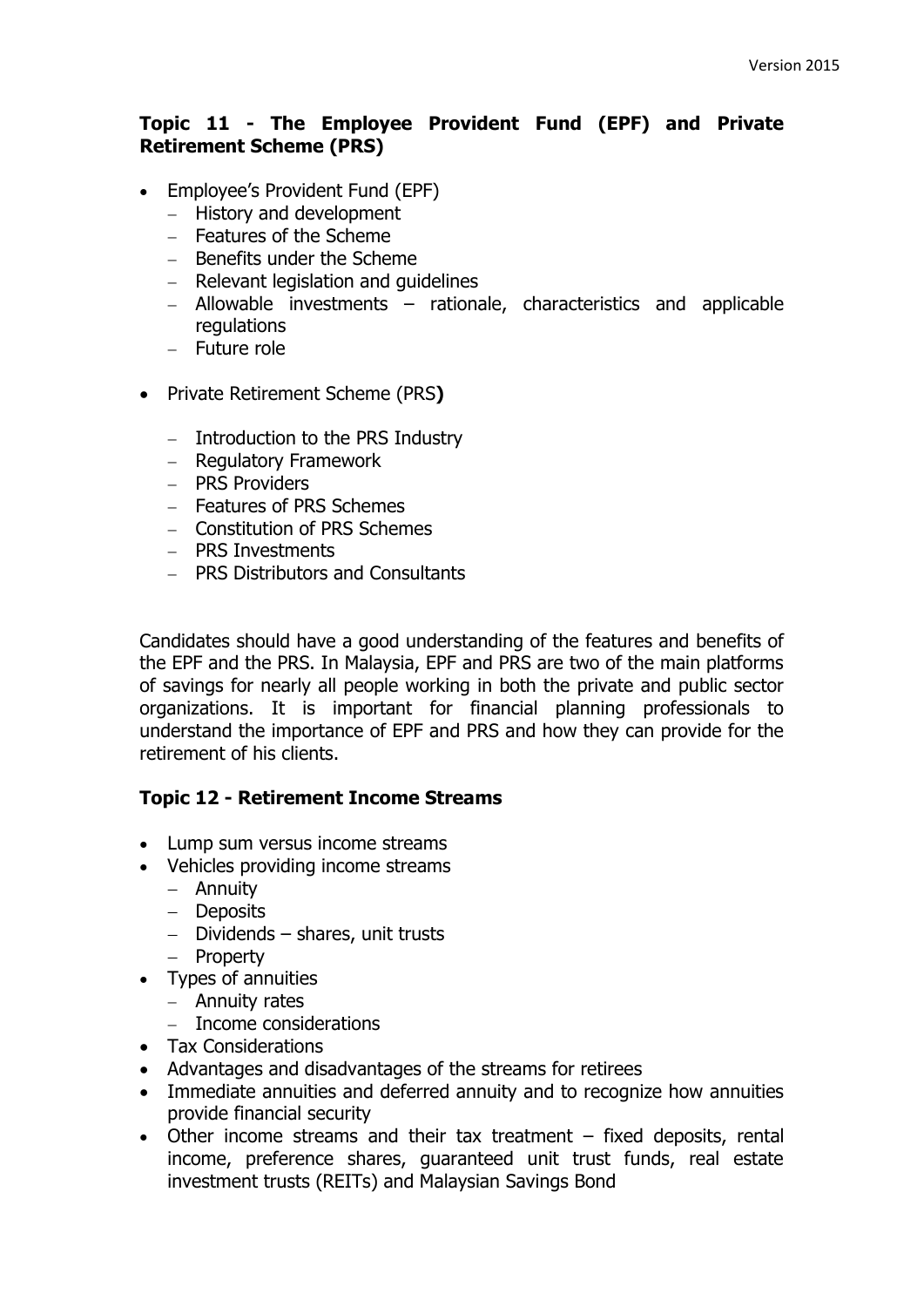### Topic 11 - The Employee Provident Fund (EPF) and Private Retirement Scheme (PRS)

- Employee's Provident Fund (EPF)
  - History and development
  - Features of the Scheme
  - Benefits under the Scheme
  - Relevant legislation and guidelines
  - Allowable investments – rationale, characteristics and applicable regulations
  - Future role
- Private Retirement Scheme (PRS**)**
  - Introduction to the PRS Industry
  - Regulatory Framework
  - PRS Providers
  - Features of PRS Schemes
  - Constitution of PRS Schemes
  - PRS Investments
  - PRS Distributors and Consultants

Candidates should have a good understanding of the features and benefits of the EPF and the PRS. In Malaysia, EPF and PRS are two of the main platforms of savings for nearly all people working in both the private and public sector organizations. It is important for financial planning professionals to understand the importance of EPF and PRS and how they can provide for the retirement of his clients.

### Topic 12 - Retirement Income Streams

- Lump sum versus income streams
- Vehicles providing income streams
  - Annuity
  - Deposits
  - Dividends – shares, unit trusts
  - Property
- Types of annuities
  - Annuity rates
  - Income considerations
- Tax Considerations
- Advantages and disadvantages of the streams for retirees
- Immediate annuities and deferred annuity and to recognize how annuities provide financial security
- Other income streams and their tax treatment – fixed deposits, rental income, preference shares, guaranteed unit trust funds, real estate investment trusts (REITs) and Malaysian Savings Bond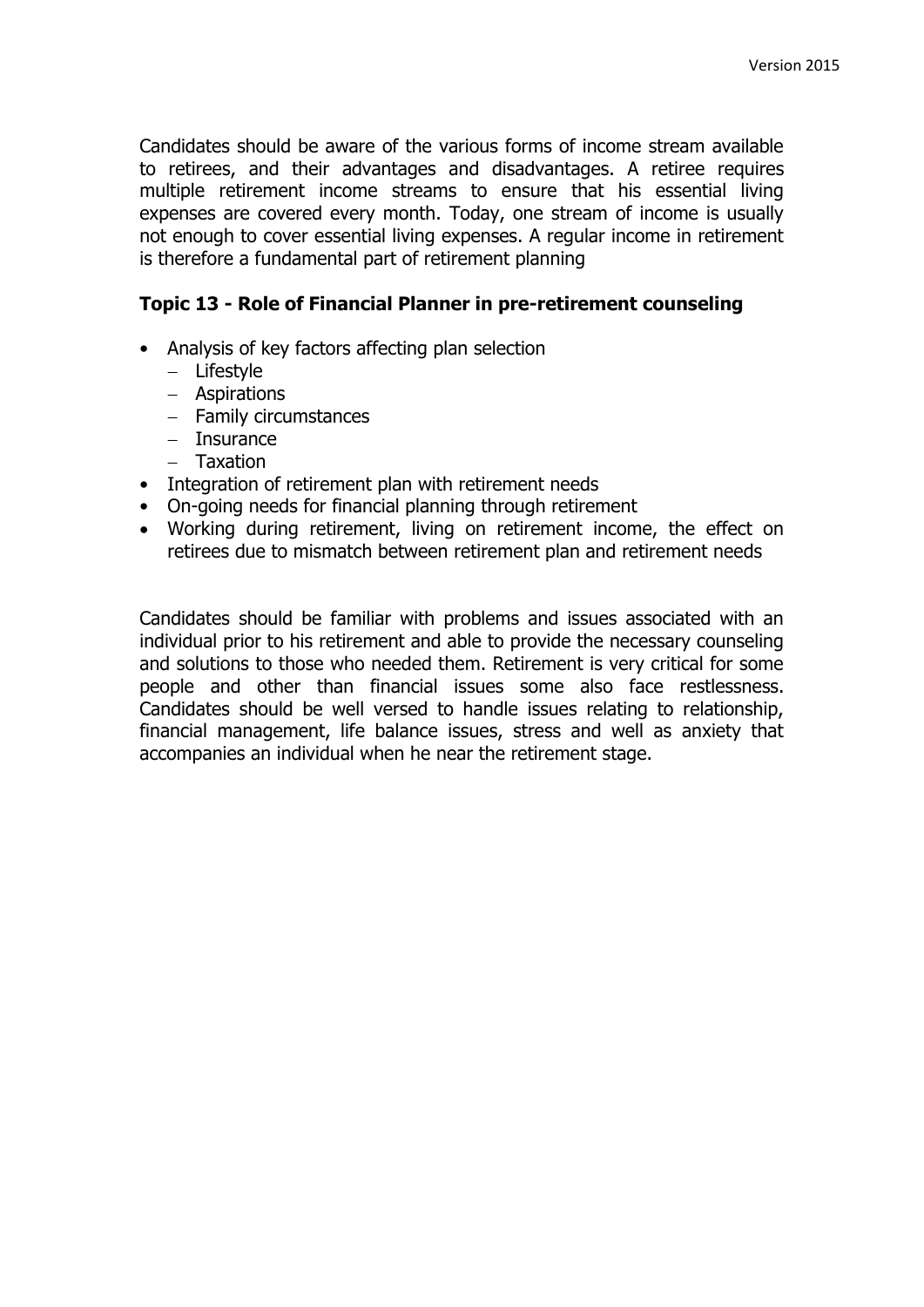Candidates should be aware of the various forms of income stream available to retirees, and their advantages and disadvantages. A retiree requires multiple retirement income streams to ensure that his essential living expenses are covered every month. Today, one stream of income is usually not enough to cover essential living expenses. A regular income in retirement is therefore a fundamental part of retirement planning

### Topic 13 - Role of Financial Planner in pre-retirement counseling

- Analysis of key factors affecting plan selection
  - Lifestyle
  - Aspirations
  - Family circumstances
  - Insurance
  - Taxation
- Integration of retirement plan with retirement needs
- On-going needs for financial planning through retirement
- Working during retirement, living on retirement income, the effect on retirees due to mismatch between retirement plan and retirement needs

Candidates should be familiar with problems and issues associated with an individual prior to his retirement and able to provide the necessary counseling and solutions to those who needed them. Retirement is very critical for some people and other than financial issues some also face restlessness. Candidates should be well versed to handle issues relating to relationship, financial management, life balance issues, stress and well as anxiety that accompanies an individual when he near the retirement stage.